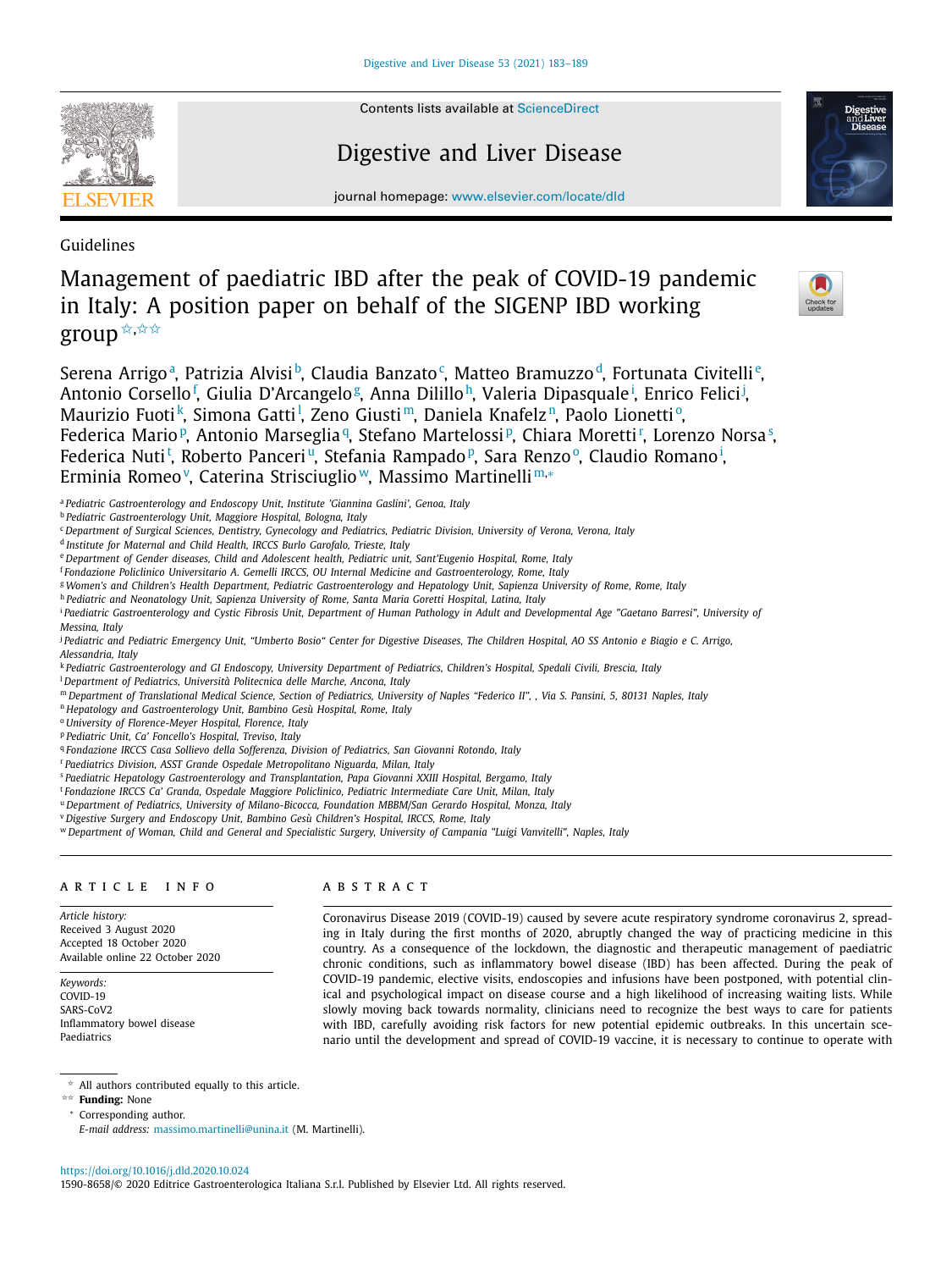Guidelines

# Management of paediatric IBD after the peak of COVID-19 pandemic in Italy: A position paper on behalf of the SIGENP IBD working group[☆,☆☆]

Serena Arrigo[a], Patrizia Alvisi[b], Claudia Banzato[c], Matteo Bramuzzo[d], Fortunata Civitelli[e], Antonio Corsello[f], Giulia D'Arcangelo[g], Anna Dilillo[h], Valeria Dipasquale[i], Enrico Felici[j], Maurizio Fuoti[k], Simona Gatti[l], Zeno Giusti[m], Daniela Knafelz[n], Paolo Lionetti[o], Federica Mario[p], Antonio Marseglia[q], Stefano Martelossi[p], Chiara Moretti[r], Lorenzo Norsa[s], Federica Nuti[t], Roberto Panceri[u], Stefania Rampado[p], Sara Renzo[o], Claudio Romano[i], Erminia Romeo[v], Caterina Strisciuglio[w], Massimo Martinelli[m,*]

[a] *Pediatric Gastroenterology and Endoscopy Unit, Institute 'Giannina Gaslini', Genoa, Italy*
[b] *Pediatric Gastroenterology Unit, Maggiore Hospital, Bologna, Italy*
[c] *Department of Surgical Sciences, Dentistry, Gynecology and Pediatrics, Pediatric Division, University of Verona, Verona, Italy*
[d] *Institute for Maternal and Child Health, IRCCS Burlo Garofalo, Trieste, Italy*
[e] *Department of Gender diseases, Child and Adolescent health, Pediatric unit, Sant'Eugenio Hospital, Rome, Italy*
[f] *Fondazione Policlinico Universitario A. Gemelli IRCCS, OU Internal Medicine and Gastroenterology, Rome, Italy*
[g] *Women's and Children's Health Department, Pediatric Gastroenterology and Hepatology Unit, Sapienza University of Rome, Rome, Italy*
[h] *Pediatric and Neonatology Unit, Sapienza University of Rome, Santa Maria Goretti Hospital, Latina, Italy*
[i] *Paediatric Gastroenterology and Cystic Fibrosis Unit, Department of Human Pathology in Adult and Developmental Age "Gaetano Barresi", University of Messina, Italy*
[j] *Pediatric and Pediatric Emergency Unit, "Umberto Bosio" Center for Digestive Diseases, The Children Hospital, AO SS Antonio e Biagio e C. Arrigo, Alessandria, Italy*
[k] *Pediatric Gastroenterology and GI Endoscopy, University Department of Pediatrics, Children's Hospital, Spedali Civili, Brescia, Italy*
[l] *Department of Pediatrics, Università Politecnica delle Marche, Ancona, Italy*
[m] *Department of Translational Medical Science, Section of Pediatrics, University of Naples "Federico II", , Via S. Pansini, 5, 80131 Naples, Italy*
[n] *Hepatology and Gastroenterology Unit, Bambino Gesù Hospital, Rome, Italy*
[o] *University of Florence-Meyer Hospital, Florence, Italy*
[p] *Pediatric Unit, Ca' Foncello's Hospital, Treviso, Italy*
[q] *Fondazione IRCCS Casa Sollievo della Sofferenza, Division of Pediatrics, San Giovanni Rotondo, Italy*
[r] *Paediatrics Division, ASST Grande Ospedale Metropolitano Niguarda, Milan, Italy*
[s] *Paediatric Hepatology Gastroenterology and Transplantation, Papa Giovanni XXIII Hospital, Bergamo, Italy*
[t] *Fondazione IRCCS Ca' Granda, Ospedale Maggiore Policlinico, Pediatric Intermediate Care Unit, Milan, Italy*
[u] *Department of Pediatrics, University of Milano-Bicocca, Foundation MBBM/San Gerardo Hospital, Monza, Italy*
[v] *Digestive Surgery and Endoscopy Unit, Bambino Gesù Children's Hospital, IRCCS, Rome, Italy*
[w] *Department of Woman, Child and General and Specialistic Surgery, University of Campania "Luigi Vanvitelli", Naples, Italy*

## ARTICLE INFO

*Article history:*
Received 3 August 2020
Accepted 18 October 2020
Available online 22 October 2020

*Keywords:*
COVID-19
SARS-CoV2
Inflammatory bowel disease
Paediatrics

## ABSTRACT

Coronavirus Disease 2019 (COVID-19) caused by severe acute respiratory syndrome coronavirus 2, spreading in Italy during the first months of 2020, abruptly changed the way of practicing medicine in this country. As a consequence of the lockdown, the diagnostic and therapeutic management of paediatric chronic conditions, such as inflammatory bowel disease (IBD) has been affected. During the peak of COVID-19 pandemic, elective visits, endoscopies and infusions have been postponed, with potential clinical and psychological impact on disease course and a high likelihood of increasing waiting lists. While slowly moving back towards normality, clinicians need to recognize the best ways to care for patients with IBD, carefully avoiding risk factors for new potential epidemic outbreaks. In this uncertain scenario until the development and spread of COVID-19 vaccine, it is necessary to continue to operate with

☆ All authors contributed equally to this article.
☆☆ **Funding:** None
\* Corresponding author.
*E-mail address:* massimo.martinelli@unina.it (M. Martinelli).

https://doi.org/10.1016/j.dld.2020.10.024
1590-8658/© 2020 Editrice Gastroenterologica Italiana S.r.l. Published by Elsevier Ltd. All rights reserved.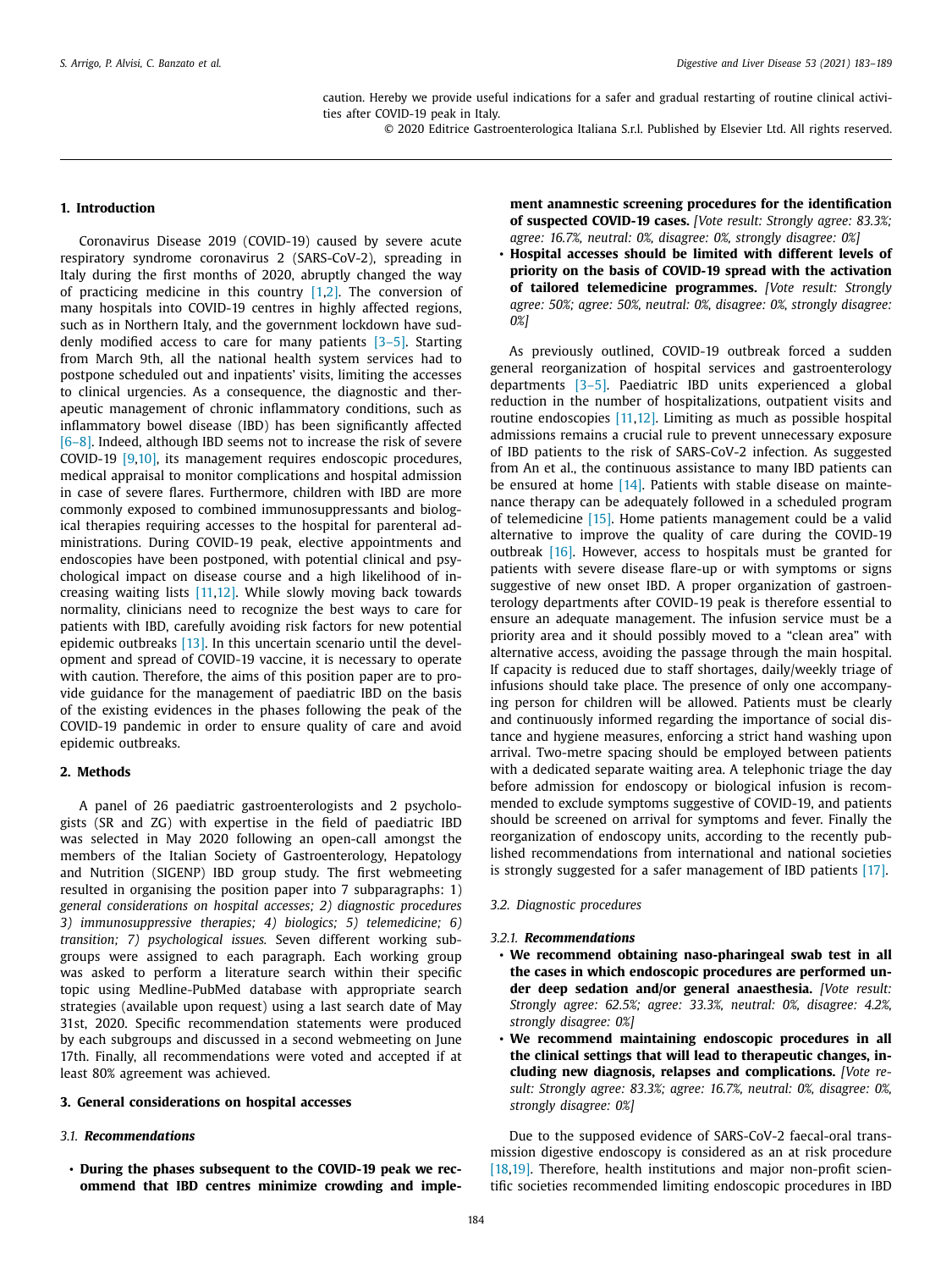caution. Hereby we provide useful indications for a safer and gradual restarting of routine clinical activities after COVID-19 peak in Italy.

© 2020 Editrice Gastroenterologica Italiana S.r.l. Published by Elsevier Ltd. All rights reserved.

## 1. Introduction

Coronavirus Disease 2019 (COVID-19) caused by severe acute respiratory syndrome coronavirus 2 (SARS-CoV-2), spreading in Italy during the first months of 2020, abruptly changed the way of practicing medicine in this country [1,2]. The conversion of many hospitals into COVID-19 centres in highly affected regions, such as in Northern Italy, and the government lockdown have suddenly modified access to care for many patients [3–5]. Starting from March 9th, all the national health system services had to postpone scheduled out and inpatients' visits, limiting the accesses to clinical urgencies. As a consequence, the diagnostic and therapeutic management of chronic inflammatory conditions, such as inflammatory bowel disease (IBD) has been significantly affected [6–8]. Indeed, although IBD seems not to increase the risk of severe COVID-19 [9,10], its management requires endoscopic procedures, medical appraisal to monitor complications and hospital admission in case of severe flares. Furthermore, children with IBD are more commonly exposed to combined immunosuppressants and biological therapies requiring accesses to the hospital for parenteral administrations. During COVID-19 peak, elective appointments and endoscopies have been postponed, with potential clinical and psychological impact on disease course and a high likelihood of increasing waiting lists [11,12]. While slowly moving back towards normality, clinicians need to recognize the best ways to care for patients with IBD, carefully avoiding risk factors for new potential epidemic outbreaks [13]. In this uncertain scenario until the development and spread of COVID-19 vaccine, it is necessary to operate with caution. Therefore, the aims of this position paper are to provide guidance for the management of paediatric IBD on the basis of the existing evidences in the phases following the peak of the COVID-19 pandemic in order to ensure quality of care and avoid epidemic outbreaks.

## 2. Methods

A panel of 26 paediatric gastroenterologists and 2 psychologists (SR and ZG) with expertise in the field of paediatric IBD was selected in May 2020 following an open-call amongst the members of the Italian Society of Gastroenterology, Hepatology and Nutrition (SIGENP) IBD group study. The first webmeeting resulted in organising the position paper into 7 subparagraphs: 1) *general considerations on hospital accesses; 2) diagnostic procedures 3) immunosuppressive therapies; 4) biologics; 5) telemedicine; 6) transition; 7) psychological issues.* Seven different working subgroups were assigned to each paragraph. Each working group was asked to perform a literature search within their specific topic using Medline-PubMed database with appropriate search strategies (available upon request) using a last search date of May 31st, 2020. Specific recommendation statements were produced by each subgroups and discussed in a second webmeeting on June 17th. Finally, all recommendations were voted and accepted if at least 80% agreement was achieved.

## 3. General considerations on hospital accesses

### 3.1. *Recommendations*

- **During the phases subsequent to the COVID-19 peak we recommend that IBD centres minimize crowding and implement anamnestic screening procedures for the identification of suspected COVID-19 cases.** *[Vote result: Strongly agree: 83.3%; agree: 16.7%, neutral: 0%, disagree: 0%, strongly disagree: 0%]*
- **Hospital accesses should be limited with different levels of priority on the basis of COVID-19 spread with the activation of tailored telemedicine programmes.** *[Vote result: Strongly agree: 50%; agree: 50%, neutral: 0%, disagree: 0%, strongly disagree: 0%]*

As previously outlined, COVID-19 outbreak forced a sudden general reorganization of hospital services and gastroenterology departments [3–5]. Paediatric IBD units experienced a global reduction in the number of hospitalizations, outpatient visits and routine endoscopies [11,12]. Limiting as much as possible hospital admissions remains a crucial rule to prevent unnecessary exposure of IBD patients to the risk of SARS-CoV-2 infection. As suggested from An et al., the continuous assistance to many IBD patients can be ensured at home [14]. Patients with stable disease on maintenance therapy can be adequately followed in a scheduled program of telemedicine [15]. Home patients management could be a valid alternative to improve the quality of care during the COVID-19 outbreak [16]. However, access to hospitals must be granted for patients with severe disease flare-up or with symptoms or signs suggestive of new onset IBD. A proper organization of gastroenterology departments after COVID-19 peak is therefore essential to ensure an adequate management. The infusion service must be a priority area and it should possibly moved to a "clean area" with alternative access, avoiding the passage through the main hospital. If capacity is reduced due to staff shortages, daily/weekly triage of infusions should take place. The presence of only one accompanying person for children will be allowed. Patients must be clearly and continuously informed regarding the importance of social distance and hygiene measures, enforcing a strict hand washing upon arrival. Two-metre spacing should be employed between patients with a dedicated separate waiting area. A telephonic triage the day before admission for endoscopy or biological infusion is recommended to exclude symptoms suggestive of COVID-19, and patients should be screened on arrival for symptoms and fever. Finally the reorganization of endoscopy units, according to the recently published recommendations from international and national societies is strongly suggested for a safer management of IBD patients [17].

### 3.2. Diagnostic procedures

#### 3.2.1. *Recommendations*

- **We recommend obtaining naso-pharingeal swab test in all the cases in which endoscopic procedures are performed under deep sedation and/or general anaesthesia.** *[Vote result: Strongly agree: 62.5%; agree: 33.3%, neutral: 0%, disagree: 4.2%, strongly disagree: 0%]*
- **We recommend maintaining endoscopic procedures in all the clinical settings that will lead to therapeutic changes, including new diagnosis, relapses and complications.** *[Vote result: Strongly agree: 83.3%; agree: 16.7%, neutral: 0%, disagree: 0%, strongly disagree: 0%]*

Due to the supposed evidence of SARS-CoV-2 faecal-oral transmission digestive endoscopy is considered as an at risk procedure [18,19]. Therefore, health institutions and major non-profit scientific societies recommended limiting endoscopic procedures in IBD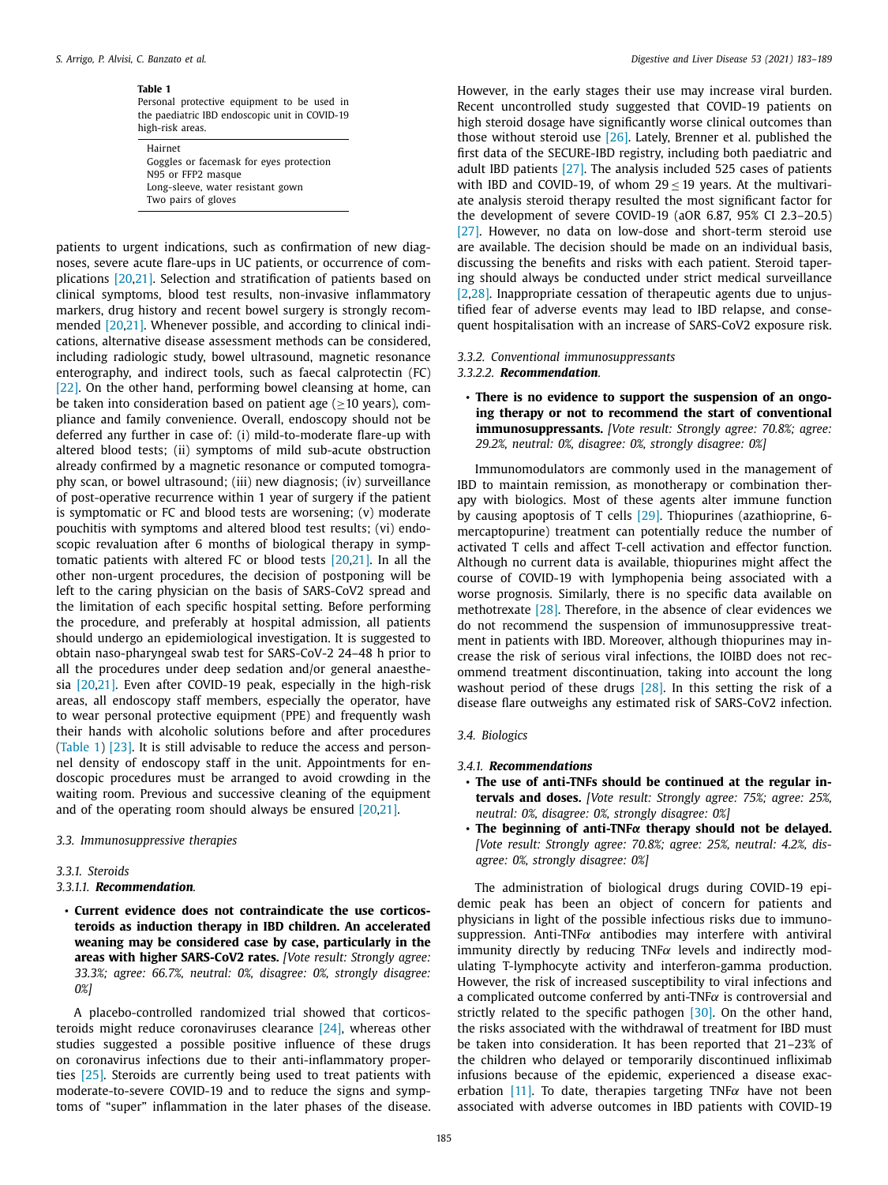**Table 1**
Personal protective equipment to be used in the paediatric IBD endoscopic unit in COVID-19 high-risk areas.

| |
|---|
| Hairnet |
| Goggles or facemask for eyes protection |
| N95 or FFP2 masque |
| Long-sleeve, water resistant gown |
| Two pairs of gloves |

patients to urgent indications, such as confirmation of new diagnoses, severe acute flare-ups in UC patients, or occurrence of complications [20,21]. Selection and stratification of patients based on clinical symptoms, blood test results, non-invasive inflammatory markers, drug history and recent bowel surgery is strongly recommended [20,21]. Whenever possible, and according to clinical indications, alternative disease assessment methods can be considered, including radiologic study, bowel ultrasound, magnetic resonance enterography, and indirect tools, such as faecal calprotectin (FC) [22]. On the other hand, performing bowel cleansing at home, can be taken into consideration based on patient age (≥10 years), compliance and family convenience. Overall, endoscopy should not be deferred any further in case of: (i) mild-to-moderate flare-up with altered blood tests; (ii) symptoms of mild sub-acute obstruction already confirmed by a magnetic resonance or computed tomography scan, or bowel ultrasound; (iii) new diagnosis; (iv) surveillance of post-operative recurrence within 1 year of surgery if the patient is symptomatic or FC and blood tests are worsening; (v) moderate pouchitis with symptoms and altered blood test results; (vi) endoscopic revaluation after 6 months of biological therapy in symptomatic patients with altered FC or blood tests [20,21]. In all the other non-urgent procedures, the decision of postponing will be left to the caring physician on the basis of SARS-CoV2 spread and the limitation of each specific hospital setting. Before performing the procedure, and preferably at hospital admission, all patients should undergo an epidemiological investigation. It is suggested to obtain naso-pharyngeal swab test for SARS-CoV-2 24–48 h prior to all the procedures under deep sedation and/or general anaesthesia [20,21]. Even after COVID-19 peak, especially in the high-risk areas, all endoscopy staff members, especially the operator, have to wear personal protective equipment (PPE) and frequently wash their hands with alcoholic solutions before and after procedures (Table 1) [23]. It is still advisable to reduce the access and personnel density of endoscopy staff in the unit. Appointments for endoscopic procedures must be arranged to avoid crowding in the waiting room. Previous and successive cleaning of the equipment and of the operating room should always be ensured [20,21].

### 3.3. Immunosuppressive therapies

#### 3.3.1. Steroids

##### 3.3.1.1. *Recommendation.*

- **Current evidence does not contraindicate the use corticosteroids as induction therapy in IBD children. An accelerated weaning may be considered case by case, particularly in the areas with higher SARS-CoV2 rates.** *[Vote result: Strongly agree: 33.3%; agree: 66.7%, neutral: 0%, disagree: 0%, strongly disagree: 0%]*

A placebo-controlled randomized trial showed that corticosteroids might reduce coronaviruses clearance [24], whereas other studies suggested a possible positive influence of these drugs on coronavirus infections due to their anti-inflammatory properties [25]. Steroids are currently being used to treat patients with moderate-to-severe COVID-19 and to reduce the signs and symptoms of "super" inflammation in the later phases of the disease. However, in the early stages their use may increase viral burden. Recent uncontrolled study suggested that COVID-19 patients on high steroid dosage have significantly worse clinical outcomes than those without steroid use [26]. Lately, Brenner et al. published the first data of the SECURE-IBD registry, including both paediatric and adult IBD patients [27]. The analysis included 525 cases of patients with IBD and COVID-19, of whom 29 ≤ 19 years. At the multivariate analysis steroid therapy resulted the most significant factor for the development of severe COVID-19 (aOR 6.87, 95% CI 2.3–20.5) [27]. However, no data on low-dose and short-term steroid use are available. The decision should be made on an individual basis, discussing the benefits and risks with each patient. Steroid tapering should always be conducted under strict medical surveillance [2,28]. Inappropriate cessation of therapeutic agents due to unjustified fear of adverse events may lead to IBD relapse, and consequent hospitalisation with an increase of SARS-CoV2 exposure risk.

#### 3.3.2. Conventional immunosuppressants

##### 3.3.2.2. *Recommendation.*

- **There is no evidence to support the suspension of an ongoing therapy or not to recommend the start of conventional immunosuppressants.** *[Vote result: Strongly agree: 70.8%; agree: 29.2%, neutral: 0%, disagree: 0%, strongly disagree: 0%]*

Immunomodulators are commonly used in the management of IBD to maintain remission, as monotherapy or combination therapy with biologics. Most of these agents alter immune function by causing apoptosis of T cells [29]. Thiopurines (azathioprine, 6-mercaptopurine) treatment can potentially reduce the number of activated T cells and affect T-cell activation and effector function. Although no current data is available, thiopurines might affect the course of COVID-19 with lymphopenia being associated with a worse prognosis. Similarly, there is no specific data available on methotrexate [28]. Therefore, in the absence of clear evidences we do not recommend the suspension of immunosuppressive treatment in patients with IBD. Moreover, although thiopurines may increase the risk of serious viral infections, the IOIBD does not recommend treatment discontinuation, taking into account the long washout period of these drugs [28]. In this setting the risk of a disease flare outweighs any estimated risk of SARS-CoV2 infection.

### 3.4. Biologics

#### 3.4.1. *Recommendations*

- **The use of anti-TNFs should be continued at the regular intervals and doses.** *[Vote result: Strongly agree: 75%; agree: 25%, neutral: 0%, disagree: 0%, strongly disagree: 0%]*
- **The beginning of anti-TNFα therapy should not be delayed.** *[Vote result: Strongly agree: 70.8%; agree: 25%, neutral: 4.2%, disagree: 0%, strongly disagree: 0%]*

The administration of biological drugs during COVID-19 epidemic peak has been an object of concern for patients and physicians in light of the possible infectious risks due to immunosuppression. Anti-TNFα antibodies may interfere with antiviral immunity directly by reducing TNFα levels and indirectly modulating T-lymphocyte activity and interferon-gamma production. However, the risk of increased susceptibility to viral infections and a complicated outcome conferred by anti-TNFα is controversial and strictly related to the specific pathogen [30]. On the other hand, the risks associated with the withdrawal of treatment for IBD must be taken into consideration. It has been reported that 21–23% of the children who delayed or temporarily discontinued infliximab infusions because of the epidemic, experienced a disease exacerbation [11]. To date, therapies targeting TNFα have not been associated with adverse outcomes in IBD patients with COVID-19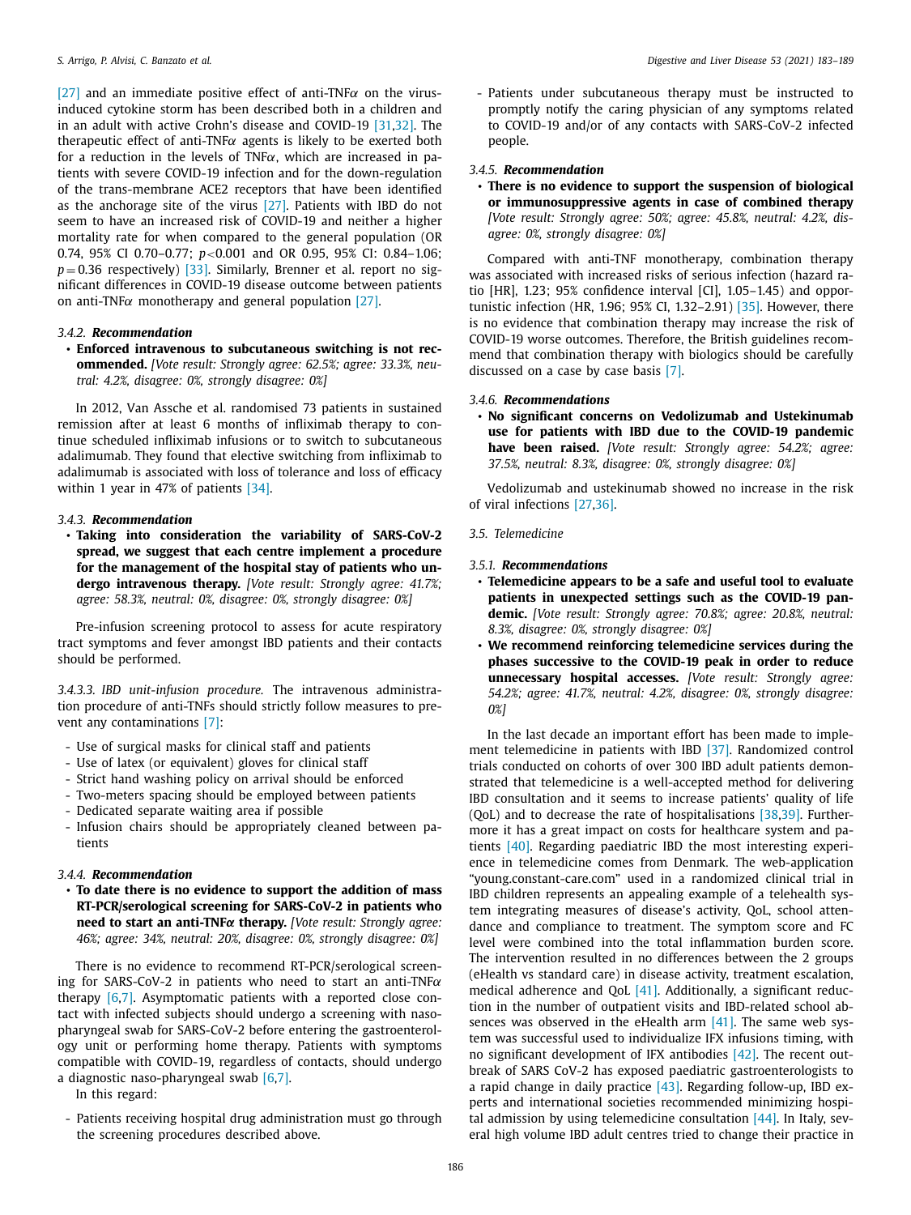[27] and an immediate positive effect of anti-TNF$\alpha$ on the virus-induced cytokine storm has been described both in a children and in an adult with active Crohn's disease and COVID-19 [31,32]. The therapeutic effect of anti-TNF$\alpha$ agents is likely to be exerted both for a reduction in the levels of TNF$\alpha$, which are increased in patients with severe COVID-19 infection and for the down-regulation of the trans-membrane ACE2 receptors that have been identified as the anchorage site of the virus [27]. Patients with IBD do not seem to have an increased risk of COVID-19 and neither a higher mortality rate for when compared to the general population (OR 0.74, 95% CI 0.70–0.77; $p<0.001$ and OR 0.95, 95% CI: 0.84–1.06; $p=0.36$ respectively) [33]. Similarly, Brenner et al. report no significant differences in COVID-19 disease outcome between patients on anti-TNF$\alpha$ monotherapy and general population [27].

#### 3.4.2. Recommendation

- **Enforced intravenous to subcutaneous switching is not recommended.** *[Vote result: Strongly agree: 62.5%; agree: 33.3%, neutral: 4.2%, disagree: 0%, strongly disagree: 0%]*

In 2012, Van Assche et al. randomised 73 patients in sustained remission after at least 6 months of infliximab therapy to continue scheduled infliximab infusions or to switch to subcutaneous adalimumab. They found that elective switching from infliximab to adalimumab is associated with loss of tolerance and loss of efficacy within 1 year in 47% of patients [34].

#### 3.4.3. Recommendation

- **Taking into consideration the variability of SARS-CoV-2 spread, we suggest that each centre implement a procedure for the management of the hospital stay of patients who undergo intravenous therapy.** *[Vote result: Strongly agree: 41.7%; agree: 58.3%, neutral: 0%, disagree: 0%, strongly disagree: 0%]*

Pre-infusion screening protocol to assess for acute respiratory tract symptoms and fever amongst IBD patients and their contacts should be performed.

*3.4.3.3. IBD unit-infusion procedure.* The intravenous administration procedure of anti-TNFs should strictly follow measures to prevent any contaminations [7]:

- Use of surgical masks for clinical staff and patients
- Use of latex (or equivalent) gloves for clinical staff
- Strict hand washing policy on arrival should be enforced
- Two-meters spacing should be employed between patients
- Dedicated separate waiting area if possible
- Infusion chairs should be appropriately cleaned between patients

#### 3.4.4. Recommendation

- **To date there is no evidence to support the addition of mass RT-PCR/serological screening for SARS-CoV-2 in patients who need to start an anti-TNF$\alpha$ therapy.** *[Vote result: Strongly agree: 46%; agree: 34%, neutral: 20%, disagree: 0%, strongly disagree: 0%]*

There is no evidence to recommend RT-PCR/serological screening for SARS-CoV-2 in patients who need to start an anti-TNF$\alpha$ therapy [6,7]. Asymptomatic patients with a reported close contact with infected subjects should undergo a screening with naso-pharyngeal swab for SARS-CoV-2 before entering the gastroenterology unit or performing home therapy. Patients with symptoms compatible with COVID-19, regardless of contacts, should undergo a diagnostic naso-pharyngeal swab [6,7].

In this regard:

- Patients receiving hospital drug administration must go through the screening procedures described above.
- Patients under subcutaneous therapy must be instructed to promptly notify the caring physician of any symptoms related to COVID-19 and/or of any contacts with SARS-CoV-2 infected people.

#### 3.4.5. Recommendation

- **There is no evidence to support the suspension of biological or immunosuppressive agents in case of combined therapy** *[Vote result: Strongly agree: 50%; agree: 45.8%, neutral: 4.2%, disagree: 0%, strongly disagree: 0%]*

Compared with anti-TNF monotherapy, combination therapy was associated with increased risks of serious infection (hazard ratio [HR], 1.23; 95% confidence interval [CI], 1.05–1.45) and opportunistic infection (HR, 1.96; 95% CI, 1.32–2.91) [35]. However, there is no evidence that combination therapy may increase the risk of COVID-19 worse outcomes. Therefore, the British guidelines recommend that combination therapy with biologics should be carefully discussed on a case by case basis [7].

#### 3.4.6. Recommendations

- **No significant concerns on Vedolizumab and Ustekinumab use for patients with IBD due to the COVID-19 pandemic have been raised.** *[Vote result: Strongly agree: 54.2%; agree: 37.5%, neutral: 8.3%, disagree: 0%, strongly disagree: 0%]*

Vedolizumab and ustekinumab showed no increase in the risk of viral infections [27,36].

### 3.5. Telemedicine

#### 3.5.1. Recommendations

- **Telemedicine appears to be a safe and useful tool to evaluate patients in unexpected settings such as the COVID-19 pandemic.** *[Vote result: Strongly agree: 70.8%; agree: 20.8%, neutral: 8.3%, disagree: 0%, strongly disagree: 0%]*
- **We recommend reinforcing telemedicine services during the phases successive to the COVID-19 peak in order to reduce unnecessary hospital accesses.** *[Vote result: Strongly agree: 54.2%; agree: 41.7%, neutral: 4.2%, disagree: 0%, strongly disagree: 0%]*

In the last decade an important effort has been made to implement telemedicine in patients with IBD [37]. Randomized control trials conducted on cohorts of over 300 IBD adult patients demonstrated that telemedicine is a well-accepted method for delivering IBD consultation and it seems to increase patients' quality of life (QoL) and to decrease the rate of hospitalisations [38,39]. Furthermore it has a great impact on costs for healthcare system and patients [40]. Regarding paediatric IBD the most interesting experience in telemedicine comes from Denmark. The web-application "young.constant-care.com" used in a randomized clinical trial in IBD children represents an appealing example of a telehealth system integrating measures of disease's activity, QoL, school attendance and compliance to treatment. The symptom score and FC level were combined into the total inflammation burden score. The intervention resulted in no differences between the 2 groups (eHealth vs standard care) in disease activity, treatment escalation, medical adherence and QoL [41]. Additionally, a significant reduction in the number of outpatient visits and IBD-related school absences was observed in the eHealth arm [41]. The same web system was successful used to individualize IFX infusions timing, with no significant development of IFX antibodies [42]. The recent outbreak of SARS CoV-2 has exposed paediatric gastroenterologists to a rapid change in daily practice [43]. Regarding follow-up, IBD experts and international societies recommended minimizing hospital admission by using telemedicine consultation [44]. In Italy, several high volume IBD adult centres tried to change their practice in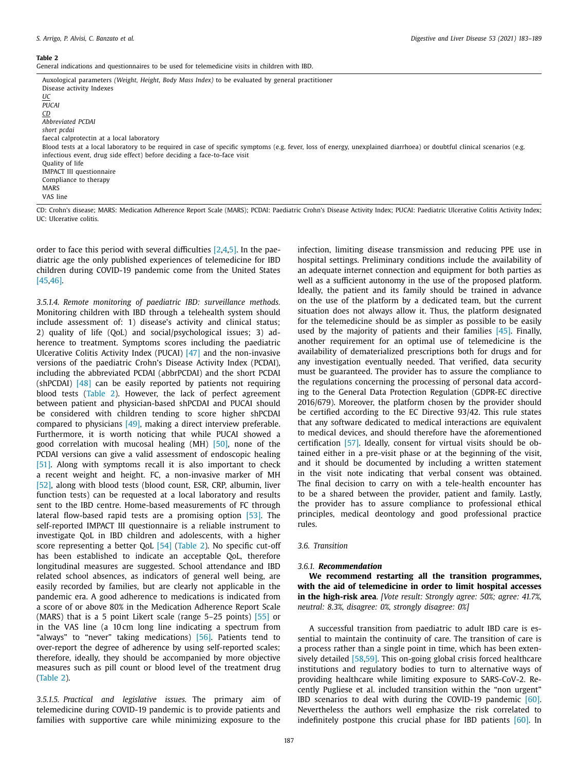**Table 2**
General indications and questionnaires to be used for telemedicine visits in children with IBD.

| |
|---|
| Auxological parameters *(Weight, Height, Body Mass Index)* to be evaluated by general practitioner |
| Disease activity Indexes |
| *UC* |
| *PUCAI* |
| *CD* |
| *Abbreviated PCDAI* |
| *short pcdai* |
| faecal calprotectin at a local laboratory |
| Blood tests at a local laboratory to be required in case of specific symptoms (e.g. fever, loss of energy, unexplained diarrhoea) or doubtful clinical scenarios (e.g. infectious event, drug side effect) before deciding a face-to-face visit |
| Quality of life |
| IMPACT III questionnaire |
| Compliance to therapy |
| MARS |
| VAS line |

CD: Crohn's disease; MARS: Medication Adherence Report Scale (MARS); PCDAI: Paediatric Crohn's Disease Activity Index; PUCAI: Paediatric Ulcerative Colitis Activity Index; UC: Ulcerative colitis.

order to face this period with several difficulties [2,4,5]. In the paediatric age the only published experiences of telemedicine for IBD children during COVID-19 pandemic come from the United States [45,46].

*3.5.1.4. Remote monitoring of paediatric IBD: surveillance methods.* Monitoring children with IBD through a telehealth system should include assessment of: 1) disease's activity and clinical status; 2) quality of life (QoL) and social/psychological issues; 3) adherence to treatment. Symptoms scores including the paediatric Ulcerative Colitis Activity Index (PUCAI) [47] and the non-invasive versions of the paediatric Crohn's Disease Activity Index (PCDAI), including the abbreviated PCDAI (abbrPCDAI) and the short PCDAI (shPCDAI) [48] can be easily reported by patients not requiring blood tests (Table 2). However, the lack of perfect agreement between patient and physician-based shPCDAI and PUCAI should be considered with children tending to score higher shPCDAI compared to physicians [49], making a direct interview preferable. Furthermore, it is worth noticing that while PUCAI showed a good correlation with mucosal healing (MH) [50], none of the PCDAI versions can give a valid assessment of endoscopic healing [51]. Along with symptoms recall it is also important to check a recent weight and height. FC, a non-invasive marker of MH [52], along with blood tests (blood count, ESR, CRP, albumin, liver function tests) can be requested at a local laboratory and results sent to the IBD centre. Home-based measurements of FC through lateral flow-based rapid tests are a promising option [53]. The self-reported IMPACT III questionnaire is a reliable instrument to investigate QoL in IBD children and adolescents, with a higher score representing a better QoL [54] (Table 2). No specific cut-off has been established to indicate an acceptable QoL, therefore longitudinal measures are suggested. School attendance and IBD related school absences, as indicators of general well being, are easily recorded by families, but are clearly not applicable in the pandemic era. A good adherence to medications is indicated from a score of or above 80% in the Medication Adherence Report Scale (MARS) that is a 5 point Likert scale (range 5–25 points) [55] or in the VAS line (a 10 cm long line indicating a spectrum from "always" to "never" taking medications) [56]. Patients tend to over-report the degree of adherence by using self-reported scales; therefore, ideally, they should be accompanied by more objective measures such as pill count or blood level of the treatment drug (Table 2).

*3.5.1.5. Practical and legislative issues.* The primary aim of telemedicine during COVID-19 pandemic is to provide patients and families with supportive care while minimizing exposure to the infection, limiting disease transmission and reducing PPE use in hospital settings. Preliminary conditions include the availability of an adequate internet connection and equipment for both parties as well as a sufficient autonomy in the use of the proposed platform. Ideally, the patient and its family should be trained in advance on the use of the platform by a dedicated team, but the current situation does not always allow it. Thus, the platform designated for the telemedicine should be as simpler as possible to be easily used by the majority of patients and their families [45]. Finally, another requirement for an optimal use of telemedicine is the availability of dematerialized prescriptions both for drugs and for any investigation eventually needed. That verified, data security must be guaranteed. The provider has to assure the compliance to the regulations concerning the processing of personal data according to the General Data Protection Regulation (GDPR-EC directive 2016/679). Moreover, the platform chosen by the provider should be certified according to the EC Directive 93/42. This rule states that any software dedicated to medical interactions are equivalent to medical devices, and should therefore have the aforementioned certification [57]. Ideally, consent for virtual visits should be obtained either in a pre-visit phase or at the beginning of the visit, and it should be documented by including a written statement in the visit note indicating that verbal consent was obtained. The final decision to carry on with a tele-health encounter has to be a shared between the provider, patient and family. Lastly, the provider has to assure compliance to professional ethical principles, medical deontology and good professional practice rules.

### 3.6. Transition

#### 3.6.1. ***Recommendation***

**We recommend restarting all the transition programmes, with the aid of telemedicine in order to limit hospital accesses in the high-risk area**. *[Vote result: Strongly agree: 50%; agree: 41.7%, neutral: 8.3%, disagree: 0%, strongly disagree: 0%]*

A successful transition from paediatric to adult IBD care is essential to maintain the continuity of care. The transition of care is a process rather than a single point in time, which has been extensively detailed [58,59]. This on-going global crisis forced healthcare institutions and regulatory bodies to turn to alternative ways of providing healthcare while limiting exposure to SARS-CoV-2. Recently Pugliese et al. included transition within the "non urgent" IBD scenarios to deal with during the COVID-19 pandemic [60]. Nevertheless the authors well emphasize the risk correlated to indefinitely postpone this crucial phase for IBD patients [60]. In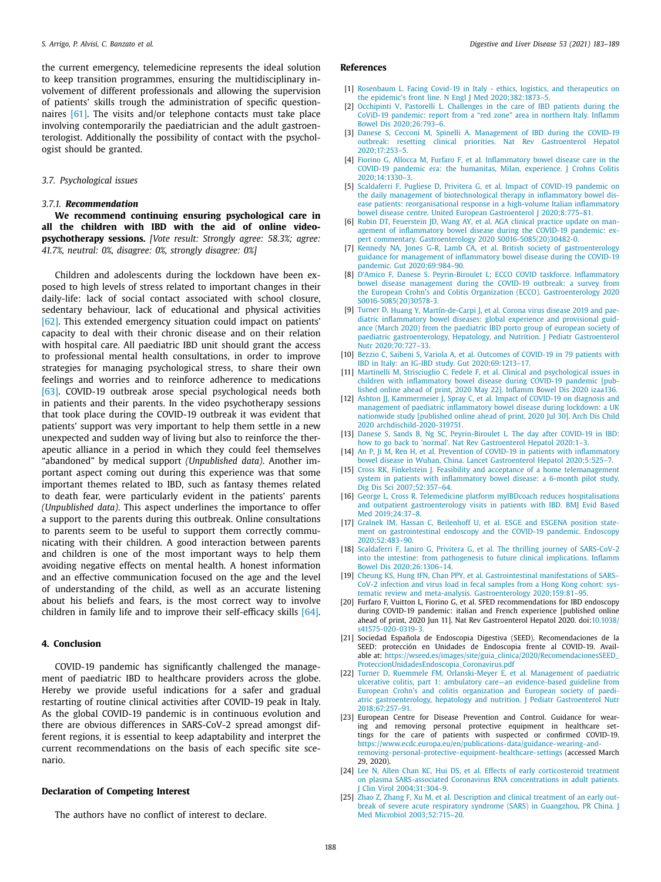the current emergency, telemedicine represents the ideal solution to keep transition programmes, ensuring the multidisciplinary involvement of different professionals and allowing the supervision of patients' skills trough the administration of specific questionnaires [61]. The visits and/or telephone contacts must take place involving contemporarily the paediatrician and the adult gastroenterologist. Additionally the possibility of contact with the psychologist should be granted.

### 3.7. Psychological issues

#### 3.7.1. Recommendation

**We recommend continuing ensuring psychological care in all the children with IBD with the aid of online video-psychotherapy sessions.** *[Vote result: Strongly agree: 58.3%; agree: 41.7%, neutral: 0%, disagree: 0%, strongly disagree: 0%]*

Children and adolescents during the lockdown have been exposed to high levels of stress related to important changes in their daily-life: lack of social contact associated with school closure, sedentary behaviour, lack of educational and physical activities [62]. This extended emergency situation could impact on patients' capacity to deal with their chronic disease and on their relation with hospital care. All paediatric IBD unit should grant the access to professional mental health consultations, in order to improve strategies for managing psychological stress, to share their own feelings and worries and to reinforce adherence to medications [63]. COVID-19 outbreak arose special psychological needs both in patients and their parents. In the video psychotherapy sessions that took place during the COVID-19 outbreak it was evident that patients' support was very important to help them settle in a new unexpected and sudden way of living but also to reinforce the therapeutic alliance in a period in which they could feel themselves "abandoned" by medical support *(Unpublished data)*. Another important aspect coming out during this experience was that some important themes related to IBD, such as fantasy themes related to death fear, were particularly evident in the patients' parents *(Unpublished data)*. This aspect underlines the importance to offer a support to the parents during this outbreak. Online consultations to parents seem to be useful to support them correctly communicating with their children. A good interaction between parents and children is one of the most important ways to help them avoiding negative effects on mental health. A honest information and an effective communication focused on the age and the level of understanding of the child, as well as an accurate listening about his beliefs and fears, is the most correct way to involve children in family life and to improve their self-efficacy skills [64].

## 4. Conclusion

COVID-19 pandemic has significantly challenged the management of paediatric IBD to healthcare providers across the globe. Hereby we provide useful indications for a safer and gradual restarting of routine clinical activities after COVID-19 peak in Italy. As the global COVID-19 pandemic is in continuous evolution and there are obvious differences in SARS-CoV-2 spread amongst different regions, it is essential to keep adaptability and interpret the current recommendations on the basis of each specific site scenario.

## Declaration of Competing Interest

The authors have no conflict of interest to declare.

## References

[1] Rosenbaum L. Facing Covid-19 in Italy - ethics, logistics, and therapeutics on the epidemic's front line. N Engl J Med 2020;382:1873–5.
[2] Occhipinti V, Pastorelli L. Challenges in the care of IBD patients during the CoViD-19 pandemic: report from a "red zone" area in northern Italy. Inflamm Bowel Dis 2020;26:793–6.
[3] Danese S, Cecconi M, Spinelli A. Management of IBD during the COVID-19 outbreak: resetting clinical priorities. Nat Rev Gastroenterol Hepatol 2020;17:253–5.
[4] Fiorino G, Allocca M, Furfaro F, et al. Inflammatory bowel disease care in the COVID-19 pandemic era: the humanitas, Milan, experience. J Crohns Colitis 2020;14:1330–3.
[5] Scaldaferri F, Pugliese D, Privitera G, et al. Impact of COVID-19 pandemic on the daily management of biotechnological therapy in inflammatory bowel disease patients: reorganisational response in a high-volume Italian inflammatory bowel disease centre. United European Gastroenterol J 2020;8:775–81.
[6] Rubin DT, Feuerstein JD, Wang AY, et al. AGA clinical practice update on management of inflammatory bowel disease during the COVID-19 pandemic: expert commentary. Gastroenterology 2020 S0016-5085(20)30482-0.
[7] Kennedy NA, Jones G-R, Lamb CA, et al. British society of gastroenterology guidance for management of inflammatory bowel disease during the COVID-19 pandemic. Gut 2020;69:984–90.
[8] D'Amico F, Danese S. Peyrin-Biroulet L; ECCO COVID taskforce. Inflammatory bowel disease management during the COVID-19 outbreak: a survey from the European Crohn's and Colitis Organization (ECCO). Gastroenterology 2020 S0016-5085(20)30578-3.
[9] Turner D. Huang Y, Martín-de-Carpi J, et al. Corona virus disease 2019 and paediatric inflammatory bowel diseases: global experience and provisional guidance (March 2020) from the paediatric IBD porto group of european society of paediatric gastroenterology, Hepatology, and Nutrition. J Pediatr Gastroenterol Nutr 2020;70:727–33.
[10] Bezzio C, Saibeni S, Variola A, et al. Outcomes of COVID-19 in 79 patients with IBD in Italy: an IG-IBD study. Gut 2020;69:1213–17.
[11] Martinelli M, Strisciuglio C, Fedele F, et al. Clinical and psychological issues in children with inflammatory bowel disease during COVID-19 pandemic [published online ahead of print, 2020 May 22]. Inflamm Bowel Dis 2020 izaa136.
[12] Ashton JJ, Kammermeier J, Spray C, et al. Impact of COVID-19 on diagnosis and management of paediatric inflammatory bowel disease during lockdown: a UK nationwide study [published online ahead of print, 2020 Jul 30]. Arch Dis Child 2020 archdischild-2020-319751.
[13] Danese S, Sands B, Ng SC, Peyrin-Biroulet L. The day after COVID-19 in IBD: how to go back to 'normal'. Nat Rev Gastroenterol Hepatol 2020:1–3.
[14] An P, Ji M, Ren H, et al. Prevention of COVID-19 in patients with inflammatory bowel disease in Wuhan, China. Lancet Gastroenterol Hepatol 2020;5:525–7.
[15] Cross RK, Finkelstein J. Feasibility and acceptance of a home telemanagement system in patients with inflammatory bowel disease: a 6-month pilot study. Dig Dis Sci 2007;52:357–64.
[16] George L, Cross R. Telemedicine platform myIBDcoach reduces hospitalisations and outpatient gastroenterology visits in patients with IBD. BMJ Evid Based Med 2019;24:37–8.
[17] Gralnek IM, Hassan C, Beilenhoff U, et al. ESGE and ESGENA position statement on gastrointestinal endoscopy and the COVID-19 pandemic. Endoscopy 2020;52:483–90.
[18] Scaldaferri F, Ianiro G, Privitera G, et al. The thrilling journey of SARS-CoV-2 into the intestine: from pathogenesis to future clinical implications. Inflamm Bowel Dis 2020;26:1306–14.
[19] Cheung KS, Hung IFN, Chan PPY, et al. Gastrointestinal manifestations of SARS-CoV-2 infection and virus load in fecal samples from a Hong Kong cohort: systematic review and meta-analysis. Gastroenterology 2020;159:81–95.
[20] Furfaro F, Vuitton L, Fiorino G, et al. SFED recommendations for IBD endoscopy during COVID-19 pandemic: italian and French experience [published online ahead of print, 2020 Jun 11]. Nat Rev Gastroenterol Hepatol 2020. doi:10.1038/s41575-020-0319-3.
[21] Sociedad Española de Endoscopia Digestiva (SEED). Recomendaciones de la SEED: protección en Unidades de Endoscopia frente al COVID-19. Available at: https://wseed.es/images/site/guia_clinica/2020/RecomendacionesSEED_ProteccionUnidadesEndoscopia_Coronavirus.pdf
[22] Turner D, Ruemmele FM, Orlanski-Meyer E, et al. Management of paediatric ulcerative colitis, part 1: ambulatory care—an evidence-based guideline from European Crohn's and colitis organization and European society of paediatric gastroenterology, hepatology and nutrition. J Pediatr Gastroenterol Nutr 2018;67:257–91.
[23] European Centre for Disease Prevention and Control. Guidance for wearing and removing personal protective equipment in healthcare settings for the care of patients with suspected or confirmed COVID-19. https://www.ecdc.europa.eu/en/publications-data/guidance-wearing-and-removing-personal-protective-equipment-healthcare-settings (accessed March 29, 2020).
[24] Lee N, Allen Chan KC, Hui DS, et al. Effects of early corticosteroid treatment on plasma SARS-associated Coronavirus RNA concentrations in adult patients. J Clin Virol 2004;31:304–9.
[25] Zhao Z, Zhang F, Xu M, et al. Description and clinical treatment of an early outbreak of severe acute respiratory syndrome (SARS) in Guangzhou, PR China. J Med Microbiol 2003;52:715–20.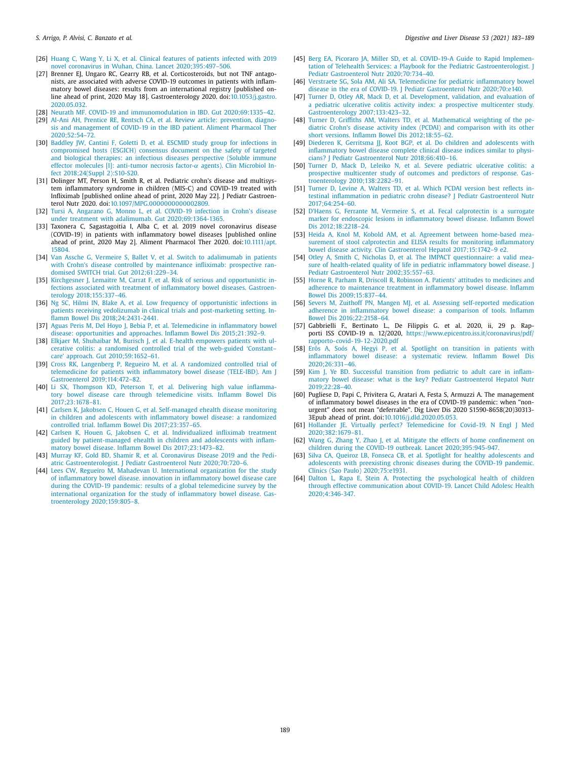[26] Huang C, Wang Y, Li X, et al. Clinical features of patients infected with 2019 novel coronavirus in Wuhan, China. Lancet 2020;395:497–506.

[27] Brenner EJ, Ungaro RC, Gearry RB, et al. Corticosteroids, but not TNF antagonists, are associated with adverse COVID-19 outcomes in patients with inflammatory bowel diseases: results from an international registry [published online ahead of print, 2020 May 18]. Gastroenterology 2020. doi:10.1053/j.gastro.2020.05.032.

[28] Neurath MF. COVID-19 and immunomodulation in IBD. Gut 2020;69:1335–42.

[29] Al-Ani AH, Prentice RE, Rentsch CA, et al. Review article: prevention, diagnosis and management of COVID-19 in the IBD patient. Aliment Pharmacol Ther 2020;52:54–72.

[30] Baddley JW, Cantini F, Goletti D, et al. ESCMID study group for infections in compromised hosts (ESGICH) consensus document on the safety of targeted and biological therapies: an infectious diseases perspective (Soluble immune effector molecules [I]: anti-tumor necrosis factor-$\alpha$ agents). Clin Microbiol Infect 2018;24(Suppl 2):S10-S20.

[31] Dolinger MT, Person H, Smith R, et al. Pediatric crohn's disease and multisystem inflammatory syndrome in children (MIS-C) and COVID-19 treated with Infliximab [published online ahead of print, 2020 May 22]. J Pediatr Gastroenterol Nutr 2020. doi:10.1097/MPG.0000000000002809.

[32] Tursi A, Angarano G, Monno L, et al. COVID-19 infection in Crohn's disease under treatment with adalimumab. Gut 2020;69:1364-1365.

[33] Taxonera C, Sagastagoitia I, Alba C, et al. 2019 novel coronavirus disease (COVID-19) in patients with inflammatory bowel diseases [published online ahead of print, 2020 May 2]. Aliment Pharmacol Ther 2020. doi:10.1111/apt.15804.

[34] Van Assche G, Vermeire S, Ballet V, et al. Switch to adalimumab in patients with Crohn's disease controlled by maintenance infliximab: prospective randomised SWITCH trial. Gut 2012;61:229–34.

[35] Kirchgesner J, Lemaitre M, Carrat F, et al. Risk of serious and opportunistic infections associated with treatment of inflammatory bowel diseases. Gastroenterology 2018;155:337–46.

[36] Ng SC, Hilmi IN, Blake A, et al. Low frequency of opportunistic infections in patients receiving vedolizumab in clinical trials and post-marketing setting. Inflamm Bowel Dis 2018;24:2431-2441.

[37] Aguas Peris M, Del Hoyo J, Bebia P, et al. Telemedicine in inflammatory bowel disease: opportunities and approaches. Inflamm Bowel Dis 2015;21:392–9.

[38] Elkjaer M, Shuhaibar M, Burisch J, et al. E-health empowers patients with ulcerative colitis: a randomised controlled trial of the web-guided 'Constant–care' approach. Gut 2010;59:1652–61.

[39] Cross RK, Langenberg P, Regueiro M, et al. A randomized controlled trial of telemedicine for patients with inflammatory bowel disease (TELE-IBD). Am J Gastroenterol 2019;114:472–82.

[40] Li SX, Thompson KD, Peterson T, et al. Delivering high value inflammatory bowel disease care through telemedicine visits. Inflamm Bowel Dis 2017;23:1678–81.

[41] Carlsen K, Jakobsen C, Houen G, et al. Self-managed ehealth disease monitoring in children and adolescents with inflammatory bowel disease: a randomized controlled trial. Inflamm Bowel Dis 2017;23:357–65.

[42] Carlsen K, Houen G, Jakobsen C, et al. Individualized infliximab treatment guided by patient-managed ehealth in children and adolescents with inflammatory bowel disease. Inflamm Bowel Dis 2017;23:1473–82.

[43] Murray KF, Gold BD, Shamir R, et al. Coronavirus Disease 2019 and the Pediatric Gastroenterologist. J Pediatr Gastroenterol Nutr 2020;70:720–6.

[44] Lees CW, Regueiro M, Mahadevan U. International organization for the study of inflammatory bowel disease. innovation in inflammatory bowel disease care during the COVID-19 pandemic: results of a global telemedicine survey by the international organization for the study of inflammatory bowel disease. Gastroenterology 2020;159:805–8.

[45] Berg EA, Picoraro JA, Miller SD, et al. COVID-19-A Guide to Rapid Implementation of Telehealth Services: a Playbook for the Pediatric Gastroenterologist. J Pediatr Gastroenterol Nutr 2020;70:734–40.

[46] Verstraete SG, Sola AM, Ali SA. Telemedicine for pediatric inflammatory bowel disease in the era of COVID-19. J Pediatr Gastroenterol Nutr 2020;70:e140.

[47] Turner D, Otley AR, Mack D, et al. Development, validation, and evaluation of a pediatric ulcerative colitis activity index: a prospective multicenter study. Gastroenterology 2007;133:423–32.

[48] Turner D, Griffiths AM, Walters TD, et al. Mathematical weighting of the pediatric Crohn's disease activity index (PCDAI) and comparison with its other short versions. Inflamm Bowel Dis 2012;18:55–62.

[49] Diederen K, Gerritsma JJ, Koot BGP, et al. Do children and adolescents with inflammatory bowel disease complete clinical disease indices similar to physicians? J Pediatr Gastroenterol Nutr 2018;66:410–16.

[50] Turner D, Mack D, Leleiko N, et al. Severe pediatric ulcerative colitis: a prospective multicenter study of outcomes and predictors of response. Gastroenterology 2010;138:2282–91.

[51] Turner D, Levine A, Walters TD, et al. Which PCDAI version best reflects intestinal inflammation in pediatric crohn disease? J Pediatr Gastroenterol Nutr 2017;64:254–60.

[52] D'Haens G, Ferrante M, Vermeire S, et al. Fecal calprotectin is a surrogate marker for endoscopic lesions in inflammatory bowel disease. Inflamm Bowel Dis 2012;18:2218–24.

[53] Heida A, Knol M, Kobold AM, et al. Agreement between home-based measurement of stool calprotectin and ELISA results for monitoring inflammatory bowel disease activity. Clin Gastroenterol Hepatol 2017;15:1742–9 e2.

[54] Otley A, Smith C, Nicholas D, et al. The IMPACT questionnaire: a valid measure of health-related quality of life in pediatric inflammatory bowel disease. J Pediatr Gastroenterol Nutr 2002;35:557–63.

[55] Horne R, Parham R, Driscoll R, Robinson A. Patients' attitudes to medicines and adherence to maintenance treatment in inflammatory bowel disease. Inflamm Bowel Dis 2009;15:837–44.

[56] Severs M, Zuithoff PN, Mangen MJ, et al. Assessing self-reported medication adherence in inflammatory bowel disease: a comparison of tools. Inflamm Bowel Dis 2016;22:2158–64.

[57] Gabbrielli F., Bertinato L., De Filippis G. et al. 2020, ii, 29 p. Rapporti ISS COVID-19 n. 12/2020, https://www.epicentro.iss.it/coronavirus/pdf/rapporto-covid-19-12-2020.pdf

[58] Erős A, Soós A, Hegyi P, et al. Spotlight on transition in patients with inflammatory bowel disease: a systematic review. Inflamm Bowel Dis 2020;26:331–46.

[59] Kim J, Ye BD. Successful transition from pediatric to adult care in inflammatory bowel disease: what is the key? Pediatr Gastroenterol Hepatol Nutr 2019;22:28–40.

[60] Pugliese D, Papi C, Privitera G, Aratari A, Festa S, Armuzzi A. The management of inflammatory bowel diseases in the era of COVID-19 pandemic: when "non-urgent" does not mean "deferrable". Dig Liver Dis 2020 S1590-8658(20)30313-3Epub ahead of print. doi:10.1016/j.dld.2020.05.053.

[61] Hollander JE. Virtually perfect? Telemedicine for Covid-19. N Engl J Med 2020;382:1679–81.

[62] Wang G, Zhang Y, Zhao J, et al. Mitigate the effects of home confinement on children during the COVID-19 outbreak. Lancet 2020;395:945-947.

[63] Silva CA, Queiroz LB, Fonseca CB, et al. Spotlight for healthy adolescents and adolescents with preexisting chronic diseases during the COVID-19 pandemic. Clinics (Sao Paulo) 2020;75:e1931.

[64] Dalton L, Rapa E, Stein A. Protecting the psychological health of children through effective communication about COVID-19. Lancet Child Adolesc Health 2020;4:346-347.